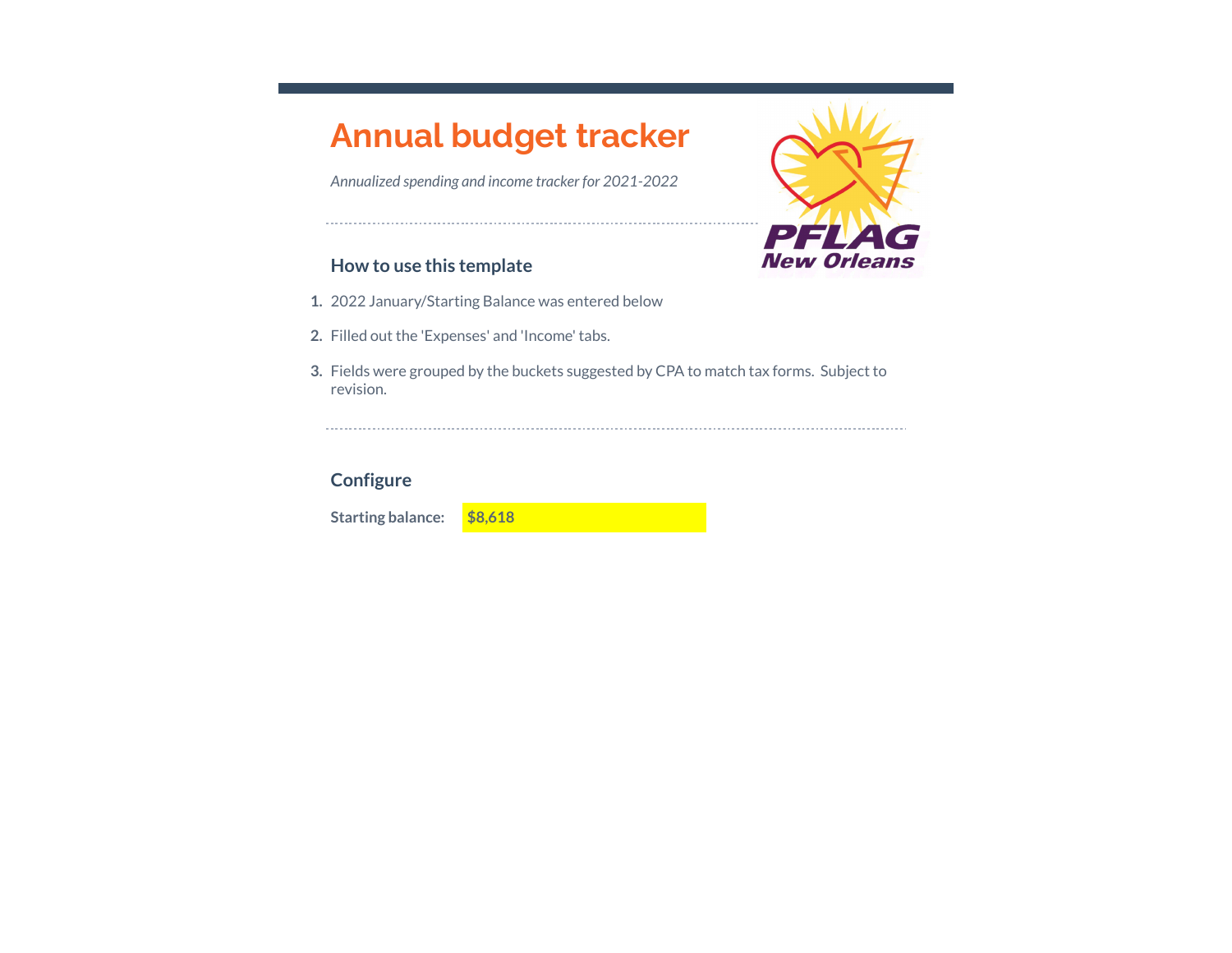# Annual budget tracker

*Annualized spending and income tracker for 2021-2022*

## How to use this template

1. 2022 January/Starting Balance was entered below
2. Filled out the 'Expenses' and 'Income' tabs.
3. Fields were grouped by the buckets suggested by CPA to match tax forms. Subject to revision.

## Configure

**Starting balance:** **$8,618**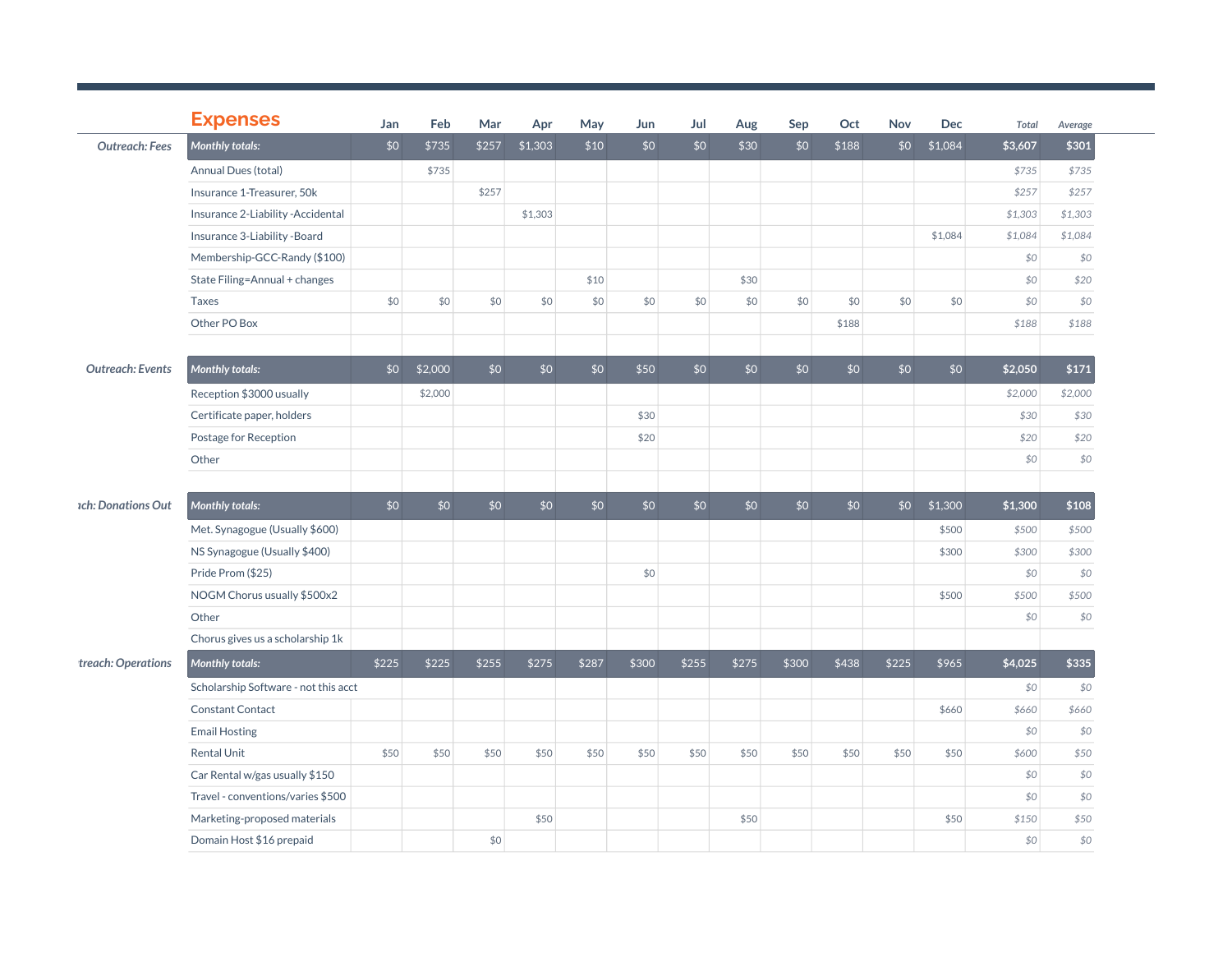## Expenses

| | | Jan | Feb | Mar | Apr | May | Jun | Jul | Aug | Sep | Oct | Nov | Dec | Total | Average |
|---|---|---|---|---|---|---|---|---|---|---|---|---|---|---|---|
| *Outreach: Fees* | ***Monthly totals:*** | $0 | $735 | $257 | $1,303 | $10 | $0 | $0 | $30 | $0 | $188 | $0 | $1,084 | **$3,607** | **$301** |
| | Annual Dues (total) | | $735 | | | | | | | | | | | *$735* | *$735* |
| | Insurance 1-Treasurer, 50k | | | $257 | | | | | | | | | | *$257* | *$257* |
| | Insurance 2-Liability -Accidental | | | | $1,303 | | | | | | | | | *$1,303* | *$1,303* |
| | Insurance 3-Liability -Board | | | | | | | | | | | | $1,084 | *$1,084* | *$1,084* |
| | Membership-GCC-Randy ($100) | | | | | | | | | | | | | *$0* | *$0* |
| | State Filing=Annual + changes | | | | | $10 | | | $30 | | | | | *$0* | *$20* |
| | Taxes | $0 | $0 | $0 | $0 | $0 | $0 | $0 | $0 | $0 | $0 | $0 | $0 | *$0* | *$0* |
| | Other PO Box | | | | | | | | | | $188 | | | *$188* | *$188* |
| | | | | | | | | | | | | | | | |
| *Outreach: Events* | ***Monthly totals:*** | $0 | $2,000 | $0 | $0 | $0 | $50 | $0 | $0 | $0 | $0 | $0 | $0 | **$2,050** | **$171** |
| | Reception $3000 usually | | $2,000 | | | | | | | | | | | *$2,000* | *$2,000* |
| | Certificate paper, holders | | | | | | $30 | | | | | | | *$30* | *$30* |
| | Postage for Reception | | | | | | $20 | | | | | | | *$20* | *$20* |
| | Other | | | | | | | | | | | | | *$0* | *$0* |
| | | | | | | | | | | | | | | | |
| *ıch: Donations Out* | ***Monthly totals:*** | $0 | $0 | $0 | $0 | $0 | $0 | $0 | $0 | $0 | $0 | $0 | $1,300 | **$1,300** | **$108** |
| | Met. Synagogue (Usually $600) | | | | | | | | | | | | $500 | *$500* | *$500* |
| | NS Synagogue (Usually $400) | | | | | | | | | | | | $300 | *$300* | *$300* |
| | Pride Prom ($25) | | | | | | $0 | | | | | | | *$0* | *$0* |
| | NOGM Chorus usually $500x2 | | | | | | | | | | | | $500 | *$500* | *$500* |
| | Other | | | | | | | | | | | | | *$0* | *$0* |
| | Chorus gives us a scholarship 1k | | | | | | | | | | | | | | |
| *treach: Operations* | ***Monthly totals:*** | $225 | $225 | $255 | $275 | $287 | $300 | $255 | $275 | $300 | $438 | $225 | $965 | **$4,025** | **$335** |
| | Scholarship Software - not this acct | | | | | | | | | | | | | *$0* | *$0* |
| | Constant Contact | | | | | | | | | | | | $660 | *$660* | *$660* |
| | Email Hosting | | | | | | | | | | | | | *$0* | *$0* |
| | Rental Unit | $50 | $50 | $50 | $50 | $50 | $50 | $50 | $50 | $50 | $50 | $50 | $50 | *$600* | *$50* |
| | Car Rental w/gas usually $150 | | | | | | | | | | | | | *$0* | *$0* |
| | Travel - conventions/varies $500 | | | | | | | | | | | | | *$0* | *$0* |
| | Marketing-proposed materials | | | | $50 | | | | $50 | | | | $50 | *$150* | *$50* |
| | Domain Host $16 prepaid | | | $0 | | | | | | | | | | *$0* | *$0* |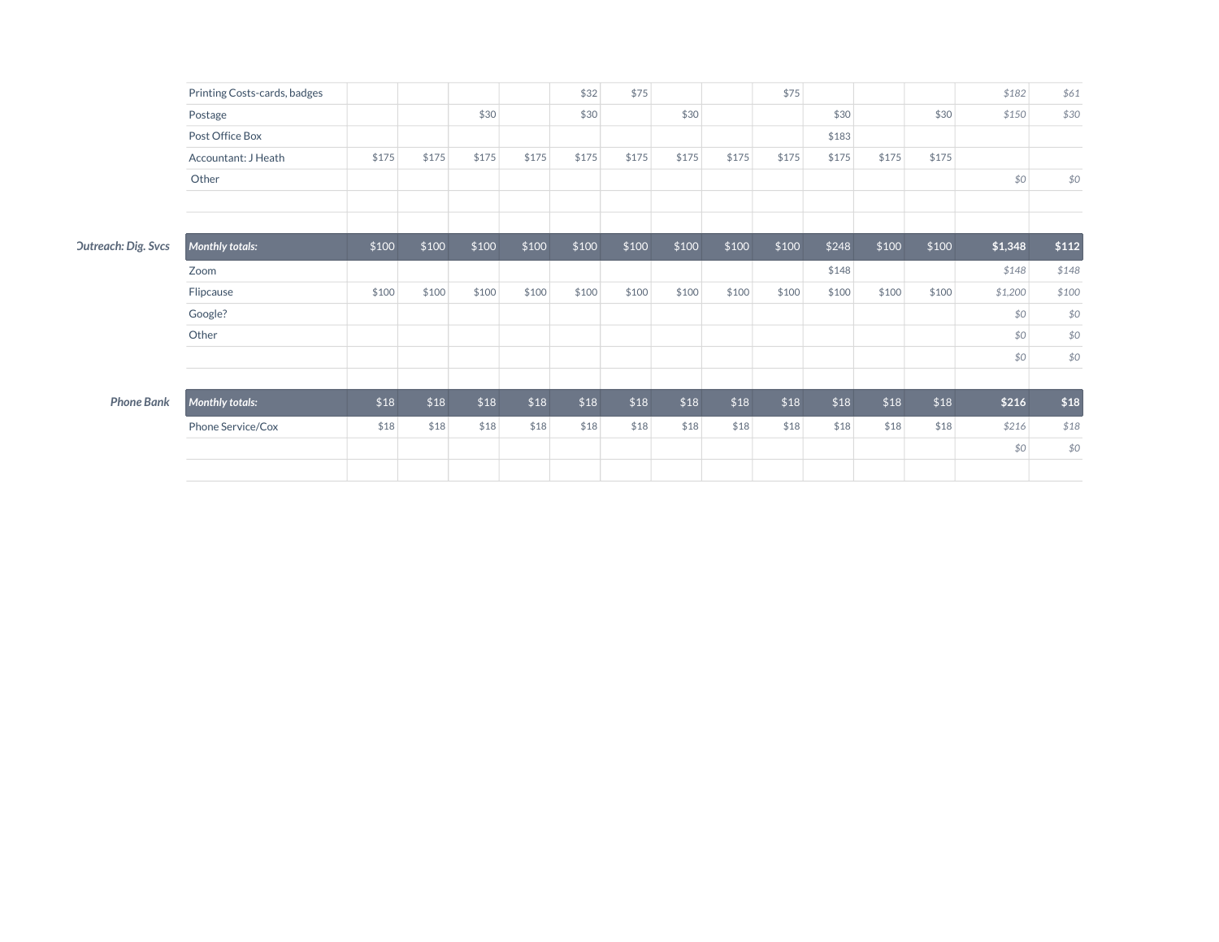| | | | | | | | | | | | | | | | |
|---|---|---|---|---|---|---|---|---|---|---|---|---|---|---|---|
| | Printing Costs-cards, badges | | | | | $32 | $75 | | | $75 | | | | *$182* | *$61* |
| | Postage | | | $30 | | $30 | | $30 | | | $30 | | $30 | *$150* | *$30* |
| | Post Office Box | | | | | | | | | | $183 | | | | |
| | Accountant: J Heath | $175 | $175 | $175 | $175 | $175 | $175 | $175 | $175 | $175 | $175 | $175 | $175 | | |
| | Other | | | | | | | | | | | | | *$0* | *$0* |
| | | | | | | | | | | | | | | | |
| | | | | | | | | | | | | | | | |
| ***Outreach: Dig. Svcs*** | ***Monthly totals:*** | $100 | $100 | $100 | $100 | $100 | $100 | $100 | $100 | $100 | $248 | $100 | $100 | **$1,348** | **$112** |
| | Zoom | | | | | | | | | | $148 | | | *$148* | *$148* |
| | Flipcause | $100 | $100 | $100 | $100 | $100 | $100 | $100 | $100 | $100 | $100 | $100 | $100 | *$1,200* | *$100* |
| | Google? | | | | | | | | | | | | | *$0* | *$0* |
| | Other | | | | | | | | | | | | | *$0* | *$0* |
| | | | | | | | | | | | | | | *$0* | *$0* |
| | | | | | | | | | | | | | | | |
| ***Phone Bank*** | ***Monthly totals:*** | $18 | $18 | $18 | $18 | $18 | $18 | $18 | $18 | $18 | $18 | $18 | $18 | **$216** | **$18** |
| | Phone Service/Cox | $18 | $18 | $18 | $18 | $18 | $18 | $18 | $18 | $18 | $18 | $18 | $18 | *$216* | *$18* |
| | | | | | | | | | | | | | | *$0* | *$0* |
| | | | | | | | | | | | | | | | |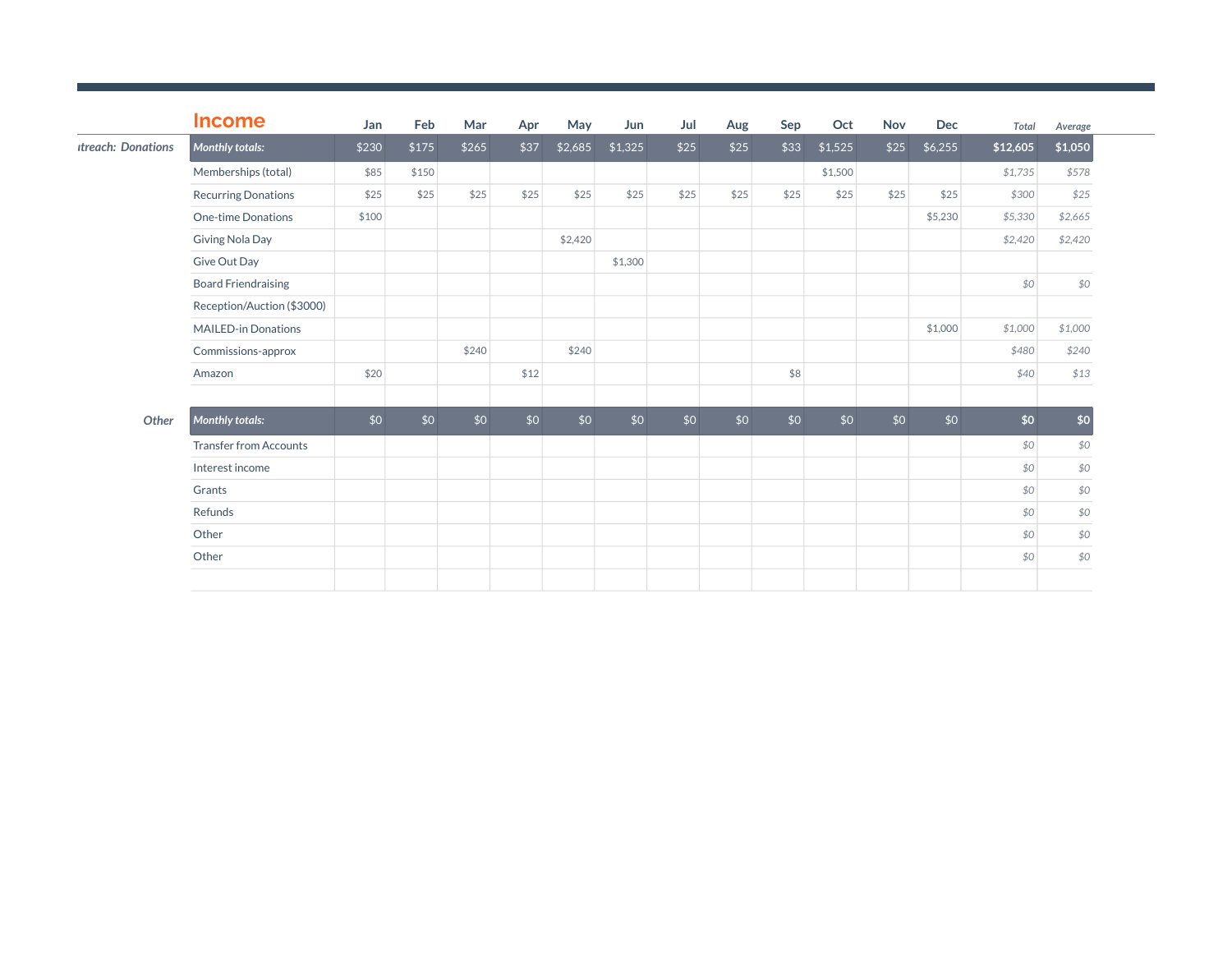# Income

| | | Jan | Feb | Mar | Apr | May | Jun | Jul | Aug | Sep | Oct | Nov | Dec | Total | Average |
|---|---|---|---|---|---|---|---|---|---|---|---|---|---|---|---|
| *ıtreach: Donations* | ***Monthly totals:*** | $230 | $175 | $265 | $37 | $2,685 | $1,325 | $25 | $25 | $33 | $1,525 | $25 | $6,255 | **$12,605** | **$1,050** |
| | Memberships (total) | $85 | $150 | | | | | | | | $1,500 | | | *$1,735* | *$578* |
| | Recurring Donations | $25 | $25 | $25 | $25 | $25 | $25 | $25 | $25 | $25 | $25 | $25 | $25 | *$300* | *$25* |
| | One-time Donations | $100 | | | | | | | | | | | $5,230 | *$5,330* | *$2,665* |
| | Giving Nola Day | | | | | $2,420 | | | | | | | | *$2,420* | *$2,420* |
| | Give Out Day | | | | | | $1,300 | | | | | | | | |
| | Board Friendraising | | | | | | | | | | | | | *$0* | *$0* |
| | Reception/Auction ($3000) | | | | | | | | | | | | | | |
| | MAILED-in Donations | | | | | | | | | | | | $1,000 | *$1,000* | *$1,000* |
| | Commissions-approx | | | $240 | | $240 | | | | | | | | *$480* | *$240* |
| | Amazon | $20 | | | $12 | | | | | $8 | | | | *$40* | *$13* |
| | | | | | | | | | | | | | | | |
| *Other* | ***Monthly totals:*** | $0 | $0 | $0 | $0 | $0 | $0 | $0 | $0 | $0 | $0 | $0 | $0 | **$0** | **$0** |
| | Transfer from Accounts | | | | | | | | | | | | | *$0* | *$0* |
| | Interest income | | | | | | | | | | | | | *$0* | *$0* |
| | Grants | | | | | | | | | | | | | *$0* | *$0* |
| | Refunds | | | | | | | | | | | | | *$0* | *$0* |
| | Other | | | | | | | | | | | | | *$0* | *$0* |
| | Other | | | | | | | | | | | | | *$0* | *$0* |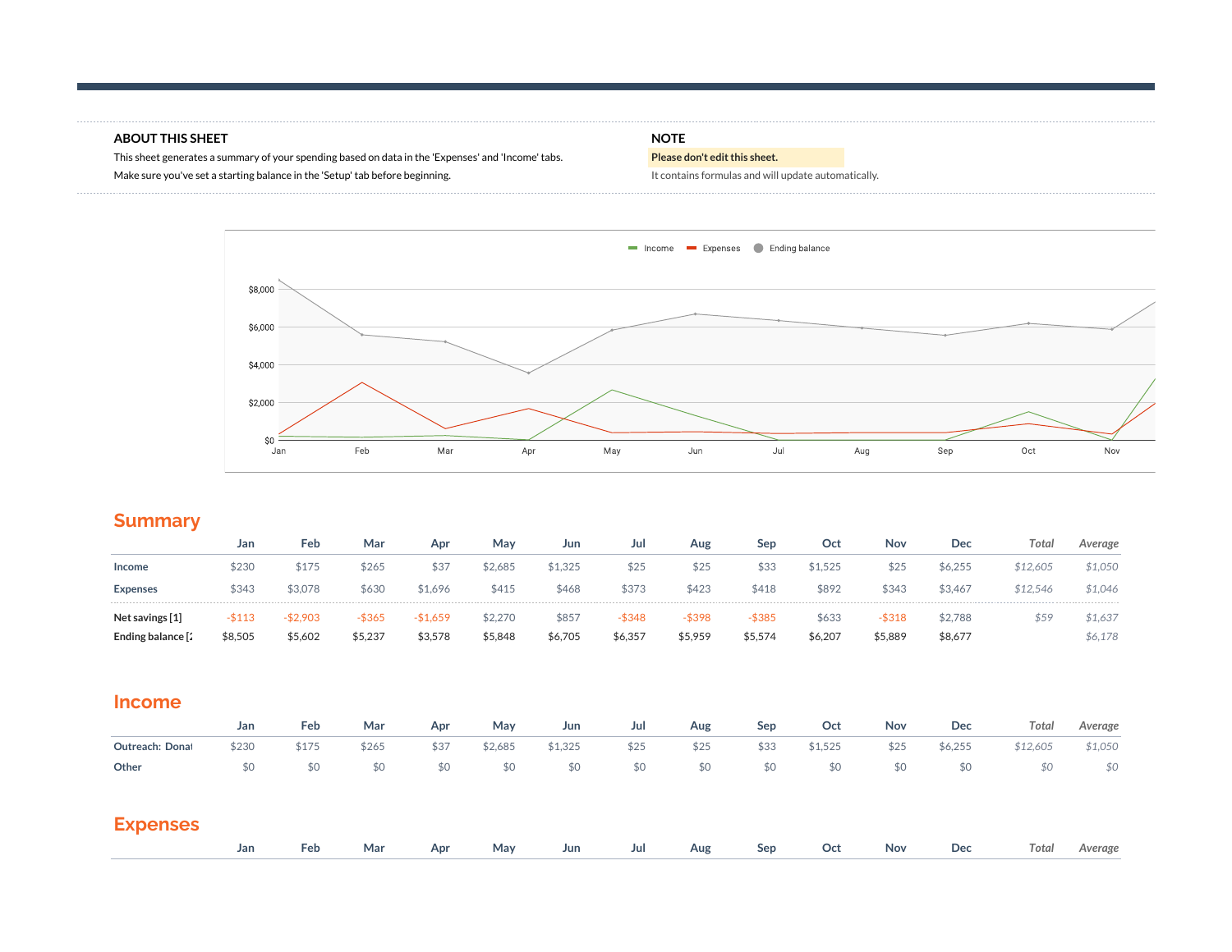**ABOUT THIS SHEET**

This sheet generates a summary of your spending based on data in the 'Expenses' and 'Income' tabs.

Make sure you've set a starting balance in the 'Setup' tab before beginning.

**NOTE**

**Please don't edit this sheet.**

It contains formulas and will update automatically.

## Summary

| | Jan | Feb | Mar | Apr | May | Jun | Jul | Aug | Sep | Oct | Nov | Dec | *Total* | *Average* |
|---|---|---|---|---|---|---|---|---|---|---|---|---|---|---|
| **Income** | $230 | $175 | $265 | $37 | $2,685 | $1,325 | $25 | $25 | $33 | $1,525 | $25 | $6,255 | *$12,605* | *$1,050* |
| **Expenses** | $343 | $3,078 | $630 | $1,696 | $415 | $468 | $373 | $423 | $418 | $892 | $343 | $3,467 | *$12,546* | *$1,046* |
| **Net savings [1]** | -$113 | -$2,903 | -$365 | -$1,659 | $2,270 | $857 | -$348 | -$398 | -$385 | $633 | -$318 | $2,788 | *$59* | *$1,637* |
| **Ending balance [2** | $8,505 | $5,602 | $5,237 | $3,578 | $5,848 | $6,705 | $6,357 | $5,959 | $5,574 | $6,207 | $5,889 | $8,677 | | *$6,178* |

## Income

| | Jan | Feb | Mar | Apr | May | Jun | Jul | Aug | Sep | Oct | Nov | Dec | *Total* | *Average* |
|---|---|---|---|---|---|---|---|---|---|---|---|---|---|---|
| **Outreach: Donat** | $230 | $175 | $265 | $37 | $2,685 | $1,325 | $25 | $25 | $33 | $1,525 | $25 | $6,255 | *$12,605* | *$1,050* |
| **Other** | $0 | $0 | $0 | $0 | $0 | $0 | $0 | $0 | $0 | $0 | $0 | $0 | *$0* | *$0* |

## Expenses

| | Jan | Feb | Mar | Apr | May | Jun | Jul | Aug | Sep | Oct | Nov | Dec | *Total* | *Average* |
|---|---|---|---|---|---|---|---|---|---|---|---|---|---|---|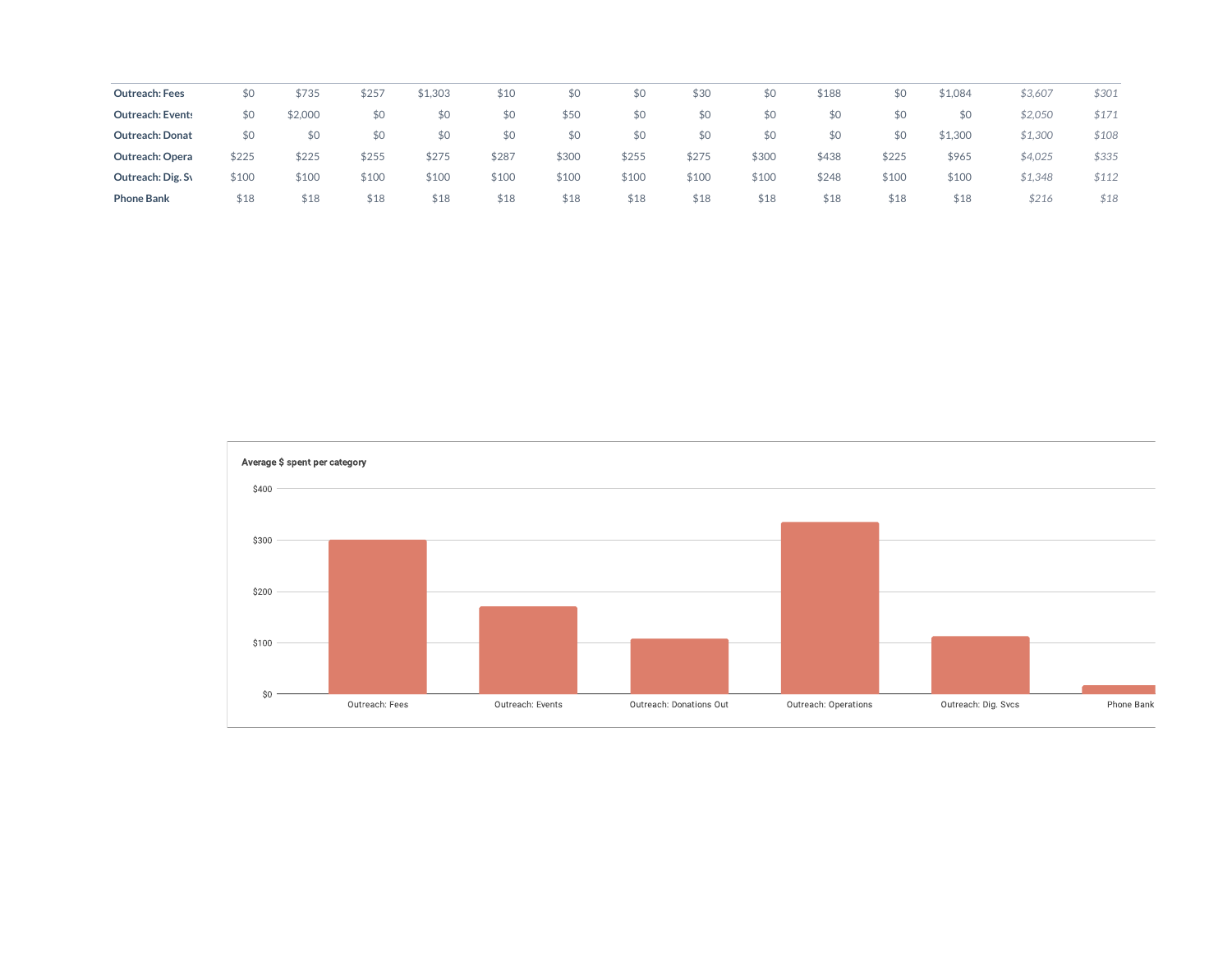| | | | | | | | | | | | | | | |
|---|---|---|---|---|---|---|---|---|---|---|---|---|---|---|
| **Outreach: Fees** | $0 | $735 | $257 | $1,303 | $10 | $0 | $0 | $30 | $0 | $188 | $0 | $1,084 | *$3,607* | *$301* |
| **Outreach: Events** | $0 | $2,000 | $0 | $0 | $0 | $50 | $0 | $0 | $0 | $0 | $0 | $0 | *$2,050* | *$171* |
| **Outreach: Donat** | $0 | $0 | $0 | $0 | $0 | $0 | $0 | $0 | $0 | $0 | $0 | $1,300 | *$1,300* | *$108* |
| **Outreach: Opera** | $225 | $225 | $255 | $275 | $287 | $300 | $255 | $275 | $300 | $438 | $225 | $965 | *$4,025* | *$335* |
| **Outreach: Dig. Sv** | $100 | $100 | $100 | $100 | $100 | $100 | $100 | $100 | $100 | $248 | $100 | $100 | *$1,348* | *$112* |
| **Phone Bank** | $18 | $18 | $18 | $18 | $18 | $18 | $18 | $18 | $18 | $18 | $18 | $18 | *$216* | *$18* |

**Average $ spent per category**

| Category | Average $ |
|---|---|
| Outreach: Fees | $301 |
| Outreach: Events | $171 |
| Outreach: Donations Out | $108 |
| Outreach: Operations | $335 |
| Outreach: Dig. Svcs | $112 |
| Phone Bank | $18 |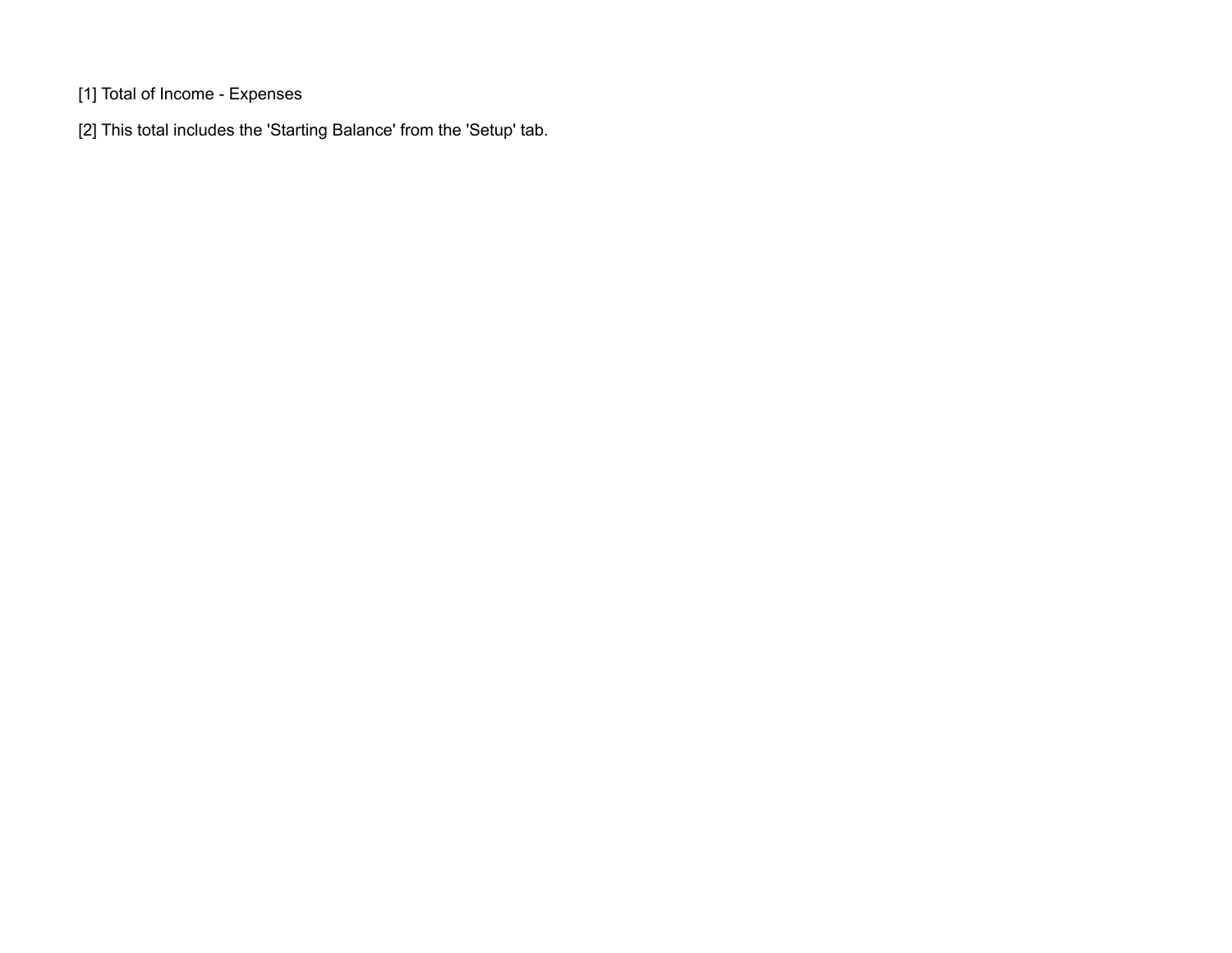[1] Total of Income - Expenses

[2] This total includes the 'Starting Balance' from the 'Setup' tab.